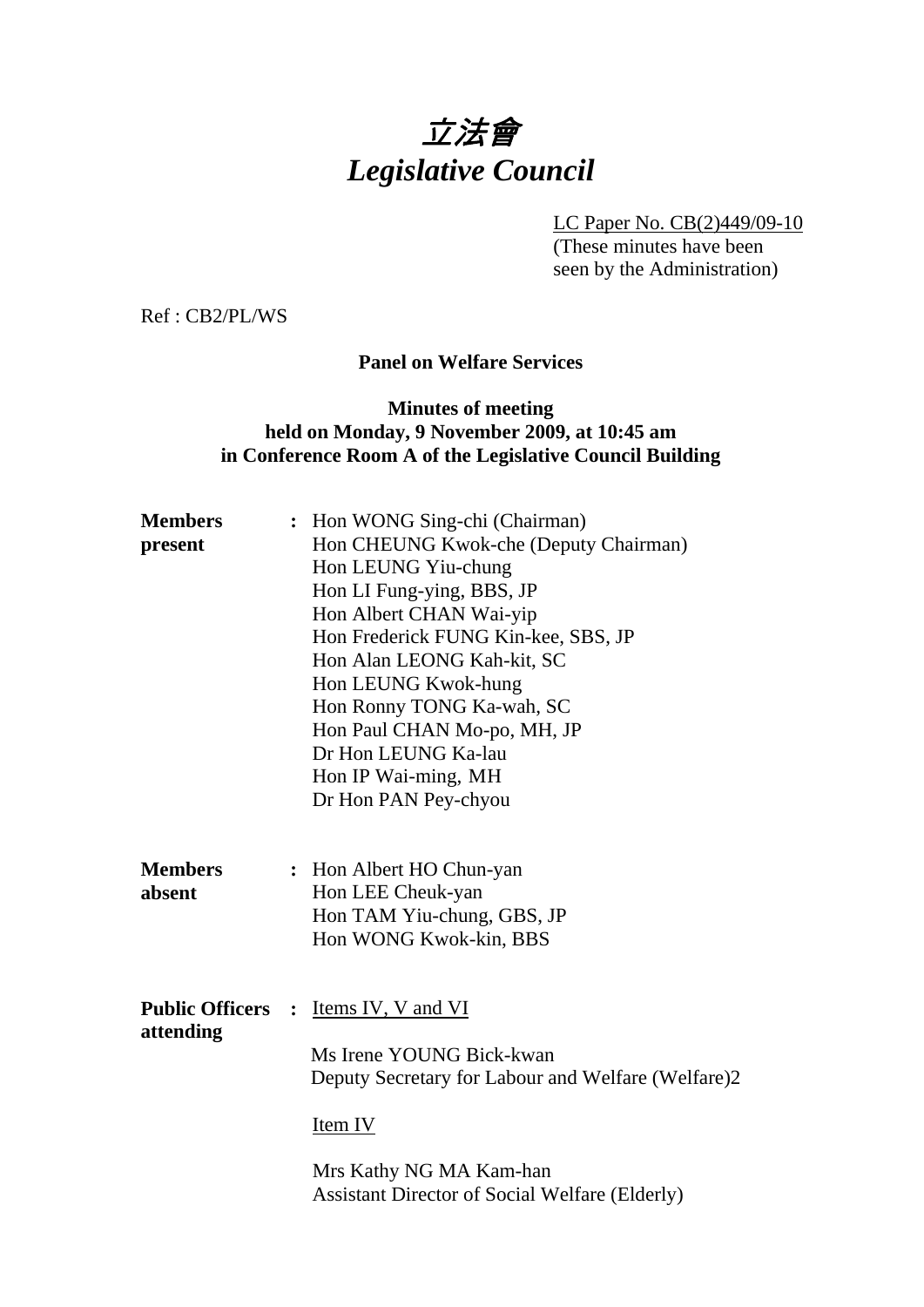# 立法會
# *Legislative Council*

LC Paper No. CB(2)449/09-10
(These minutes have been seen by the Administration)

Ref : CB2/PL/WS

**Panel on Welfare Services**

**Minutes of meeting**
**held on Monday, 9 November 2009, at 10:45 am**
**in Conference Room A of the Legislative Council Building**

**Members present** : Hon WONG Sing-chi (Chairman)
Hon CHEUNG Kwok-che (Deputy Chairman)
Hon LEUNG Yiu-chung
Hon LI Fung-ying, BBS, JP
Hon Albert CHAN Wai-yip
Hon Frederick FUNG Kin-kee, SBS, JP
Hon Alan LEONG Kah-kit, SC
Hon LEUNG Kwok-hung
Hon Ronny TONG Ka-wah, SC
Hon Paul CHAN Mo-po, MH, JP
Dr Hon LEUNG Ka-lau
Hon IP Wai-ming, MH
Dr Hon PAN Pey-chyou

**Members absent** : Hon Albert HO Chun-yan
Hon LEE Cheuk-yan
Hon TAM Yiu-chung, GBS, JP
Hon WONG Kwok-kin, BBS

**Public Officers attending** : Items IV, V and VI

Ms Irene YOUNG Bick-kwan
Deputy Secretary for Labour and Welfare (Welfare)2

Item IV

Mrs Kathy NG MA Kam-han
Assistant Director of Social Welfare (Elderly)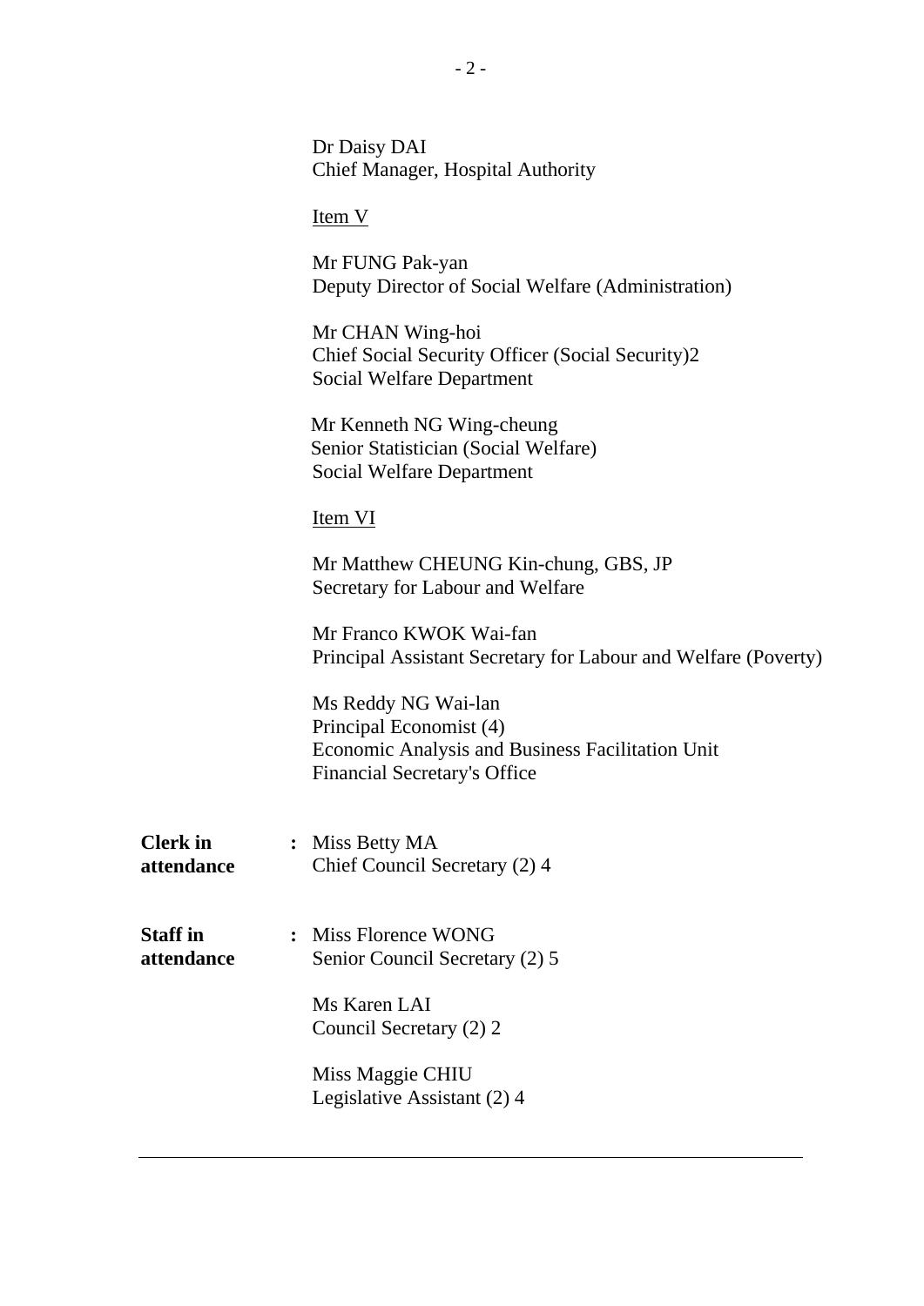Dr Daisy DAI
Chief Manager, Hospital Authority

<u>Item V</u>

Mr FUNG Pak-yan
Deputy Director of Social Welfare (Administration)

Mr CHAN Wing-hoi
Chief Social Security Officer (Social Security)2
Social Welfare Department

Mr Kenneth NG Wing-cheung
Senior Statistician (Social Welfare)
Social Welfare Department

<u>Item VI</u>

Mr Matthew CHEUNG Kin-chung, GBS, JP
Secretary for Labour and Welfare

Mr Franco KWOK Wai-fan
Principal Assistant Secretary for Labour and Welfare (Poverty)

Ms Reddy NG Wai-lan
Principal Economist (4)
Economic Analysis and Business Facilitation Unit
Financial Secretary's Office

**Clerk in attendance** : Miss Betty MA
Chief Council Secretary (2) 4

**Staff in attendance** : Miss Florence WONG
Senior Council Secretary (2) 5

Ms Karen LAI
Council Secretary (2) 2

Miss Maggie CHIU
Legislative Assistant (2) 4

---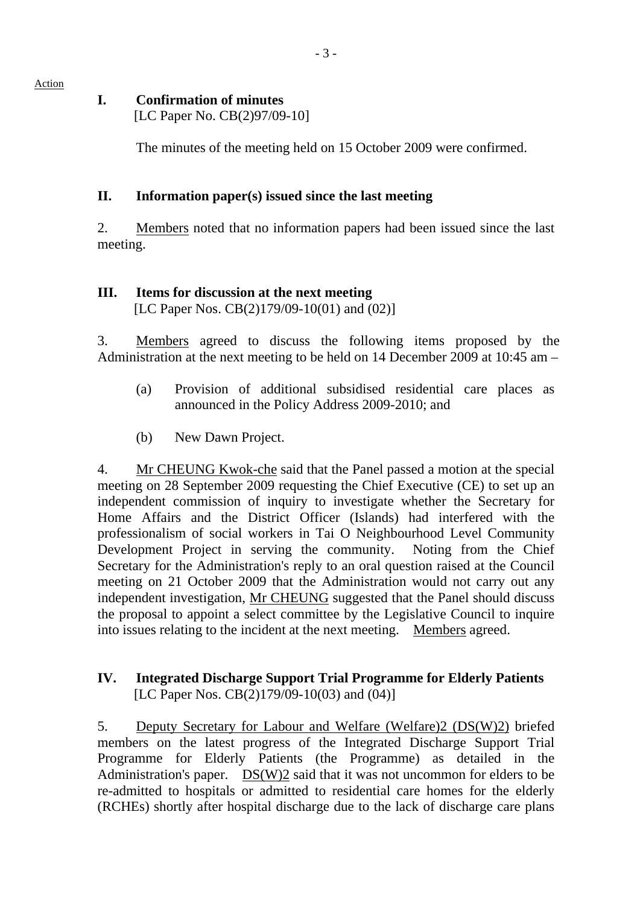Action

## I. Confirmation of minutes

[LC Paper No. CB(2)97/09-10]

The minutes of the meeting held on 15 October 2009 were confirmed.

## II. Information paper(s) issued since the last meeting

2. Members noted that no information papers had been issued since the last meeting.

## III. Items for discussion at the next meeting

[LC Paper Nos. CB(2)179/09-10(01) and (02)]

3. Members agreed to discuss the following items proposed by the Administration at the next meeting to be held on 14 December 2009 at 10:45 am –

(a) Provision of additional subsidised residential care places as announced in the Policy Address 2009-2010; and

(b) New Dawn Project.

4. Mr CHEUNG Kwok-che said that the Panel passed a motion at the special meeting on 28 September 2009 requesting the Chief Executive (CE) to set up an independent commission of inquiry to investigate whether the Secretary for Home Affairs and the District Officer (Islands) had interfered with the professionalism of social workers in Tai O Neighbourhood Level Community Development Project in serving the community. Noting from the Chief Secretary for the Administration's reply to an oral question raised at the Council meeting on 21 October 2009 that the Administration would not carry out any independent investigation, Mr CHEUNG suggested that the Panel should discuss the proposal to appoint a select committee by the Legislative Council to inquire into issues relating to the incident at the next meeting. Members agreed.

## IV. Integrated Discharge Support Trial Programme for Elderly Patients

[LC Paper Nos. CB(2)179/09-10(03) and (04)]

5. Deputy Secretary for Labour and Welfare (Welfare)2 (DS(W)2) briefed members on the latest progress of the Integrated Discharge Support Trial Programme for Elderly Patients (the Programme) as detailed in the Administration's paper. DS(W)2 said that it was not uncommon for elders to be re-admitted to hospitals or admitted to residential care homes for the elderly (RCHEs) shortly after hospital discharge due to the lack of discharge care plans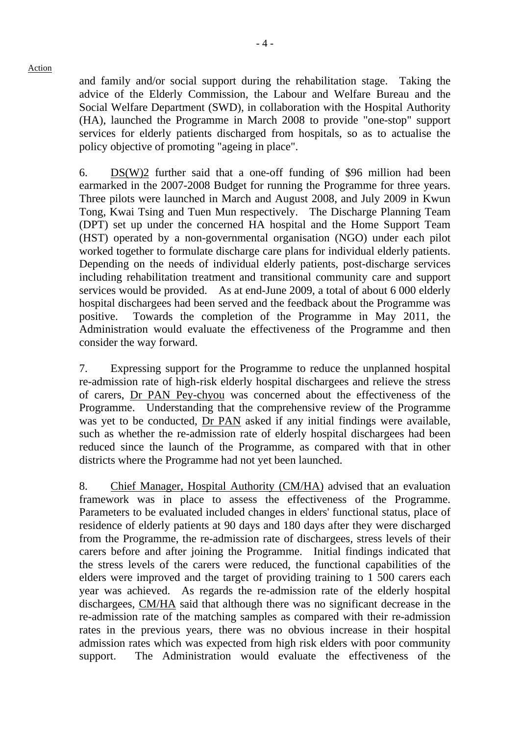Action

and family and/or social support during the rehabilitation stage. Taking the advice of the Elderly Commission, the Labour and Welfare Bureau and the Social Welfare Department (SWD), in collaboration with the Hospital Authority (HA), launched the Programme in March 2008 to provide "one-stop" support services for elderly patients discharged from hospitals, so as to actualise the policy objective of promoting "ageing in place".

6. DS(W)2 further said that a one-off funding of $96 million had been earmarked in the 2007-2008 Budget for running the Programme for three years. Three pilots were launched in March and August 2008, and July 2009 in Kwun Tong, Kwai Tsing and Tuen Mun respectively. The Discharge Planning Team (DPT) set up under the concerned HA hospital and the Home Support Team (HST) operated by a non-governmental organisation (NGO) under each pilot worked together to formulate discharge care plans for individual elderly patients. Depending on the needs of individual elderly patients, post-discharge services including rehabilitation treatment and transitional community care and support services would be provided. As at end-June 2009, a total of about 6 000 elderly hospital dischargees had been served and the feedback about the Programme was positive. Towards the completion of the Programme in May 2011, the Administration would evaluate the effectiveness of the Programme and then consider the way forward.

7. Expressing support for the Programme to reduce the unplanned hospital re-admission rate of high-risk elderly hospital dischargees and relieve the stress of carers, Dr PAN Pey-chyou was concerned about the effectiveness of the Programme. Understanding that the comprehensive review of the Programme was yet to be conducted, Dr PAN asked if any initial findings were available, such as whether the re-admission rate of elderly hospital dischargees had been reduced since the launch of the Programme, as compared with that in other districts where the Programme had not yet been launched.

8. Chief Manager, Hospital Authority (CM/HA) advised that an evaluation framework was in place to assess the effectiveness of the Programme. Parameters to be evaluated included changes in elders' functional status, place of residence of elderly patients at 90 days and 180 days after they were discharged from the Programme, the re-admission rate of dischargees, stress levels of their carers before and after joining the Programme. Initial findings indicated that the stress levels of the carers were reduced, the functional capabilities of the elders were improved and the target of providing training to 1 500 carers each year was achieved. As regards the re-admission rate of the elderly hospital dischargees, CM/HA said that although there was no significant decrease in the re-admission rate of the matching samples as compared with their re-admission rates in the previous years, there was no obvious increase in their hospital admission rates which was expected from high risk elders with poor community support. The Administration would evaluate the effectiveness of the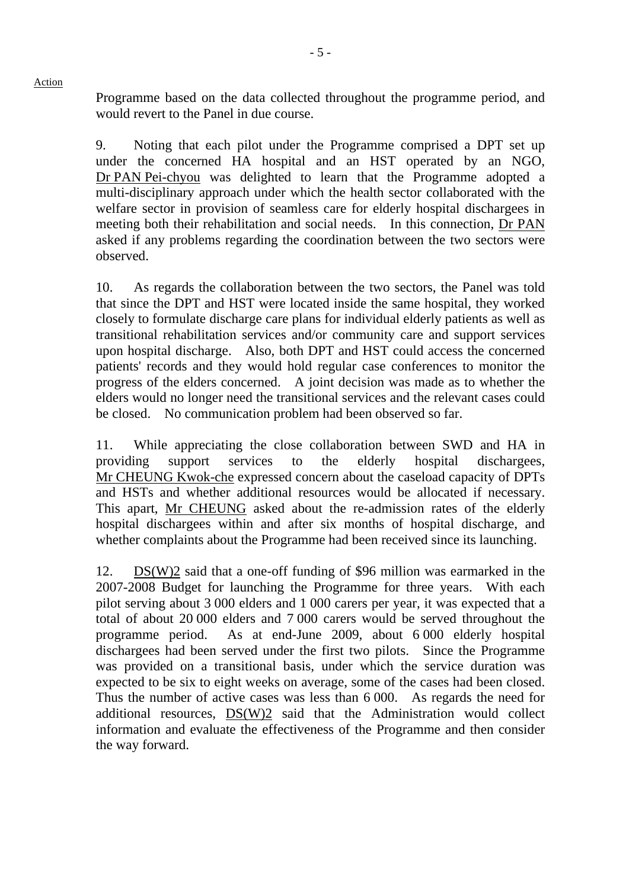Programme based on the data collected throughout the programme period, and would revert to the Panel in due course.

9. Noting that each pilot under the Programme comprised a DPT set up under the concerned HA hospital and an HST operated by an NGO, Dr PAN Pei-chyou was delighted to learn that the Programme adopted a multi-disciplinary approach under which the health sector collaborated with the welfare sector in provision of seamless care for elderly hospital dischargees in meeting both their rehabilitation and social needs. In this connection, Dr PAN asked if any problems regarding the coordination between the two sectors were observed.

10. As regards the collaboration between the two sectors, the Panel was told that since the DPT and HST were located inside the same hospital, they worked closely to formulate discharge care plans for individual elderly patients as well as transitional rehabilitation services and/or community care and support services upon hospital discharge. Also, both DPT and HST could access the concerned patients' records and they would hold regular case conferences to monitor the progress of the elders concerned. A joint decision was made as to whether the elders would no longer need the transitional services and the relevant cases could be closed. No communication problem had been observed so far.

11. While appreciating the close collaboration between SWD and HA in providing support services to the elderly hospital dischargees, Mr CHEUNG Kwok-che expressed concern about the caseload capacity of DPTs and HSTs and whether additional resources would be allocated if necessary. This apart, Mr CHEUNG asked about the re-admission rates of the elderly hospital dischargees within and after six months of hospital discharge, and whether complaints about the Programme had been received since its launching.

12. DS(W)2 said that a one-off funding of $96 million was earmarked in the 2007-2008 Budget for launching the Programme for three years. With each pilot serving about 3 000 elders and 1 000 carers per year, it was expected that a total of about 20 000 elders and 7 000 carers would be served throughout the programme period. As at end-June 2009, about 6 000 elderly hospital dischargees had been served under the first two pilots. Since the Programme was provided on a transitional basis, under which the service duration was expected to be six to eight weeks on average, some of the cases had been closed. Thus the number of active cases was less than 6 000. As regards the need for additional resources, DS(W)2 said that the Administration would collect information and evaluate the effectiveness of the Programme and then consider the way forward.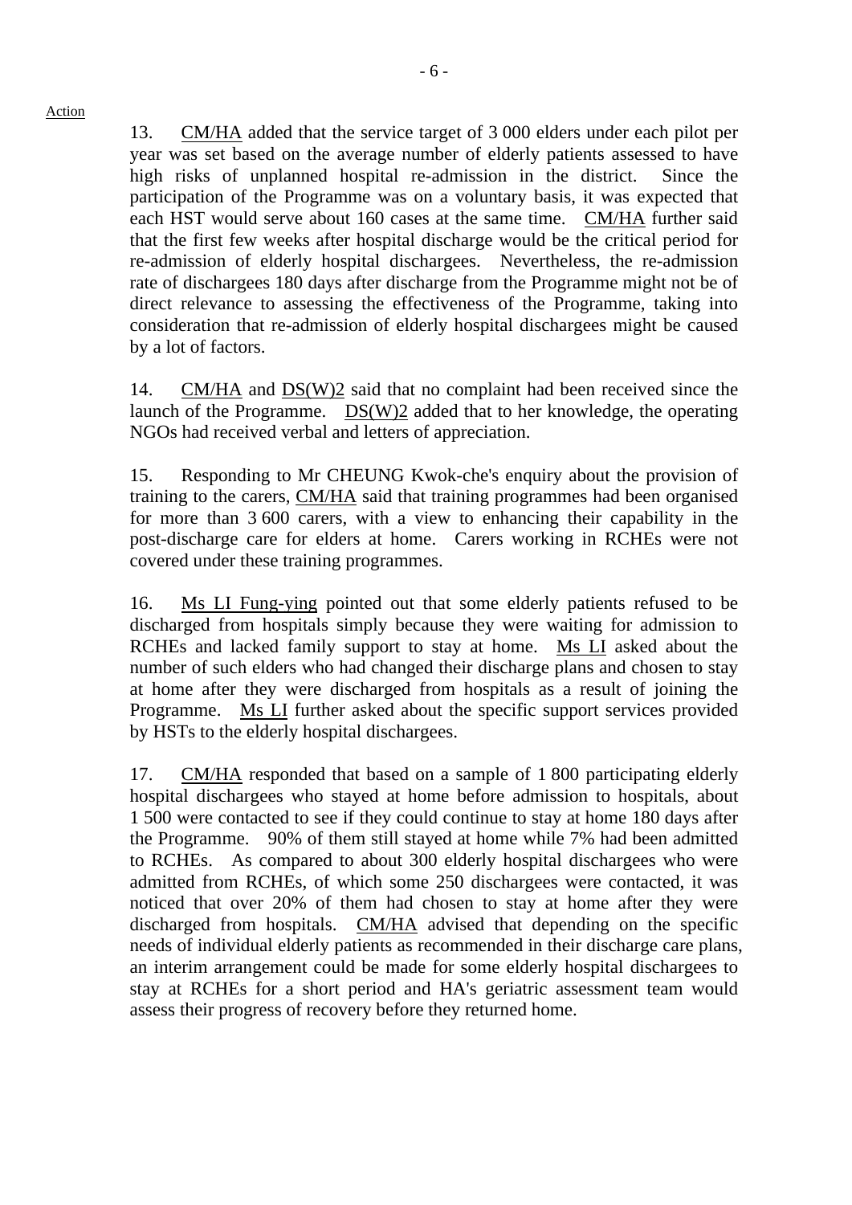Action

13. CM/HA added that the service target of 3 000 elders under each pilot per year was set based on the average number of elderly patients assessed to have high risks of unplanned hospital re-admission in the district. Since the participation of the Programme was on a voluntary basis, it was expected that each HST would serve about 160 cases at the same time. CM/HA further said that the first few weeks after hospital discharge would be the critical period for re-admission of elderly hospital dischargees. Nevertheless, the re-admission rate of dischargees 180 days after discharge from the Programme might not be of direct relevance to assessing the effectiveness of the Programme, taking into consideration that re-admission of elderly hospital dischargees might be caused by a lot of factors.

14. CM/HA and DS(W)2 said that no complaint had been received since the launch of the Programme. DS(W)2 added that to her knowledge, the operating NGOs had received verbal and letters of appreciation.

15. Responding to Mr CHEUNG Kwok-che's enquiry about the provision of training to the carers, CM/HA said that training programmes had been organised for more than 3 600 carers, with a view to enhancing their capability in the post-discharge care for elders at home. Carers working in RCHEs were not covered under these training programmes.

16. Ms LI Fung-ying pointed out that some elderly patients refused to be discharged from hospitals simply because they were waiting for admission to RCHEs and lacked family support to stay at home. Ms LI asked about the number of such elders who had changed their discharge plans and chosen to stay at home after they were discharged from hospitals as a result of joining the Programme. Ms LI further asked about the specific support services provided by HSTs to the elderly hospital dischargees.

17. CM/HA responded that based on a sample of 1 800 participating elderly hospital dischargees who stayed at home before admission to hospitals, about 1 500 were contacted to see if they could continue to stay at home 180 days after the Programme. 90% of them still stayed at home while 7% had been admitted to RCHEs. As compared to about 300 elderly hospital dischargees who were admitted from RCHEs, of which some 250 dischargees were contacted, it was noticed that over 20% of them had chosen to stay at home after they were discharged from hospitals. CM/HA advised that depending on the specific needs of individual elderly patients as recommended in their discharge care plans, an interim arrangement could be made for some elderly hospital dischargees to stay at RCHEs for a short period and HA's geriatric assessment team would assess their progress of recovery before they returned home.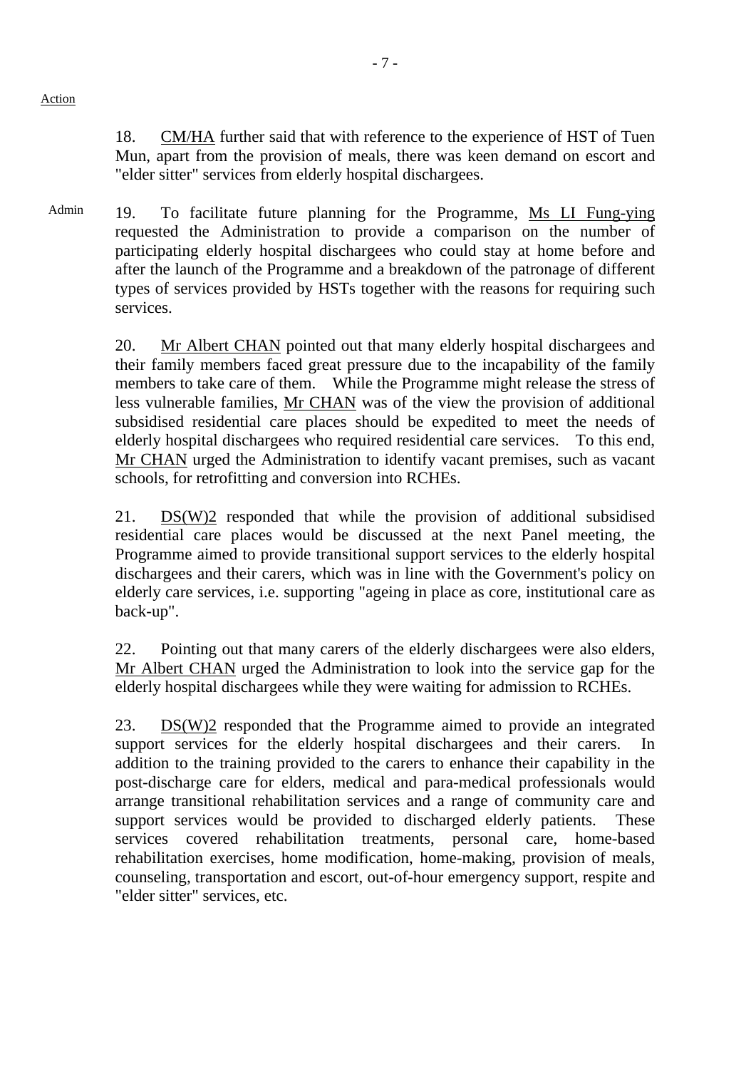Action

18. CM/HA further said that with reference to the experience of HST of Tuen Mun, apart from the provision of meals, there was keen demand on escort and "elder sitter" services from elderly hospital dischargees.

Admin

19. To facilitate future planning for the Programme, Ms LI Fung-ying requested the Administration to provide a comparison on the number of participating elderly hospital dischargees who could stay at home before and after the launch of the Programme and a breakdown of the patronage of different types of services provided by HSTs together with the reasons for requiring such services.

20. Mr Albert CHAN pointed out that many elderly hospital dischargees and their family members faced great pressure due to the incapability of the family members to take care of them. While the Programme might release the stress of less vulnerable families, Mr CHAN was of the view the provision of additional subsidised residential care places should be expedited to meet the needs of elderly hospital dischargees who required residential care services. To this end, Mr CHAN urged the Administration to identify vacant premises, such as vacant schools, for retrofitting and conversion into RCHEs.

21. DS(W)2 responded that while the provision of additional subsidised residential care places would be discussed at the next Panel meeting, the Programme aimed to provide transitional support services to the elderly hospital dischargees and their carers, which was in line with the Government's policy on elderly care services, i.e. supporting "ageing in place as core, institutional care as back-up".

22. Pointing out that many carers of the elderly dischargees were also elders, Mr Albert CHAN urged the Administration to look into the service gap for the elderly hospital dischargees while they were waiting for admission to RCHEs.

23. DS(W)2 responded that the Programme aimed to provide an integrated support services for the elderly hospital dischargees and their carers. In addition to the training provided to the carers to enhance their capability in the post-discharge care for elders, medical and para-medical professionals would arrange transitional rehabilitation services and a range of community care and support services would be provided to discharged elderly patients. These services covered rehabilitation treatments, personal care, home-based rehabilitation exercises, home modification, home-making, provision of meals, counseling, transportation and escort, out-of-hour emergency support, respite and "elder sitter" services, etc.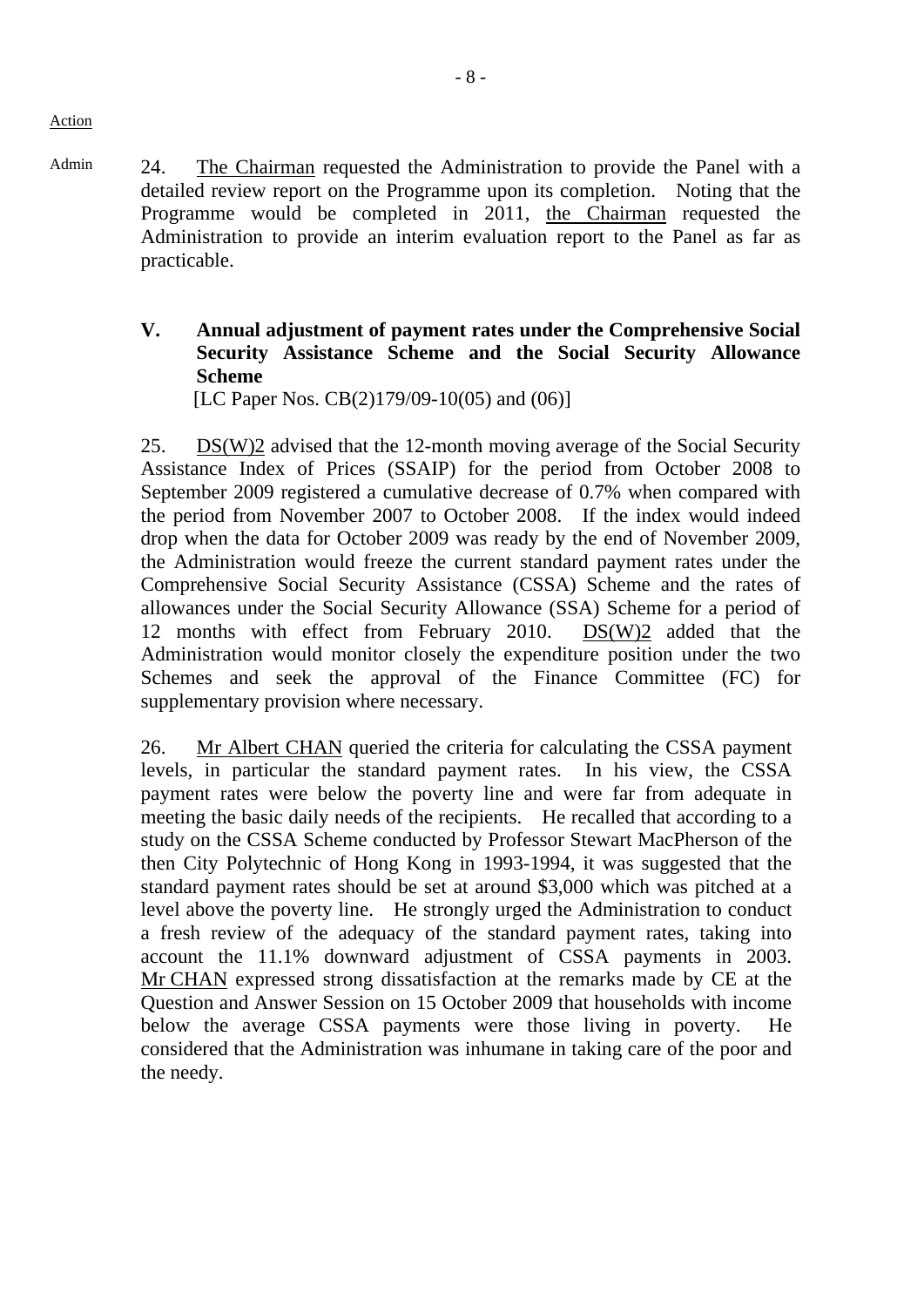Action

Admin 24. The Chairman requested the Administration to provide the Panel with a detailed review report on the Programme upon its completion. Noting that the Programme would be completed in 2011, the Chairman requested the Administration to provide an interim evaluation report to the Panel as far as practicable.

### V. Annual adjustment of payment rates under the Comprehensive Social Security Assistance Scheme and the Social Security Allowance Scheme

[LC Paper Nos. CB(2)179/09-10(05) and (06)]

25. DS(W)2 advised that the 12-month moving average of the Social Security Assistance Index of Prices (SSAIP) for the period from October 2008 to September 2009 registered a cumulative decrease of 0.7% when compared with the period from November 2007 to October 2008. If the index would indeed drop when the data for October 2009 was ready by the end of November 2009, the Administration would freeze the current standard payment rates under the Comprehensive Social Security Assistance (CSSA) Scheme and the rates of allowances under the Social Security Allowance (SSA) Scheme for a period of 12 months with effect from February 2010. DS(W)2 added that the Administration would monitor closely the expenditure position under the two Schemes and seek the approval of the Finance Committee (FC) for supplementary provision where necessary.

26. Mr Albert CHAN queried the criteria for calculating the CSSA payment levels, in particular the standard payment rates. In his view, the CSSA payment rates were below the poverty line and were far from adequate in meeting the basic daily needs of the recipients. He recalled that according to a study on the CSSA Scheme conducted by Professor Stewart MacPherson of the then City Polytechnic of Hong Kong in 1993-1994, it was suggested that the standard payment rates should be set at around $3,000 which was pitched at a level above the poverty line. He strongly urged the Administration to conduct a fresh review of the adequacy of the standard payment rates, taking into account the 11.1% downward adjustment of CSSA payments in 2003. Mr CHAN expressed strong dissatisfaction at the remarks made by CE at the Question and Answer Session on 15 October 2009 that households with income below the average CSSA payments were those living in poverty. He considered that the Administration was inhumane in taking care of the poor and the needy.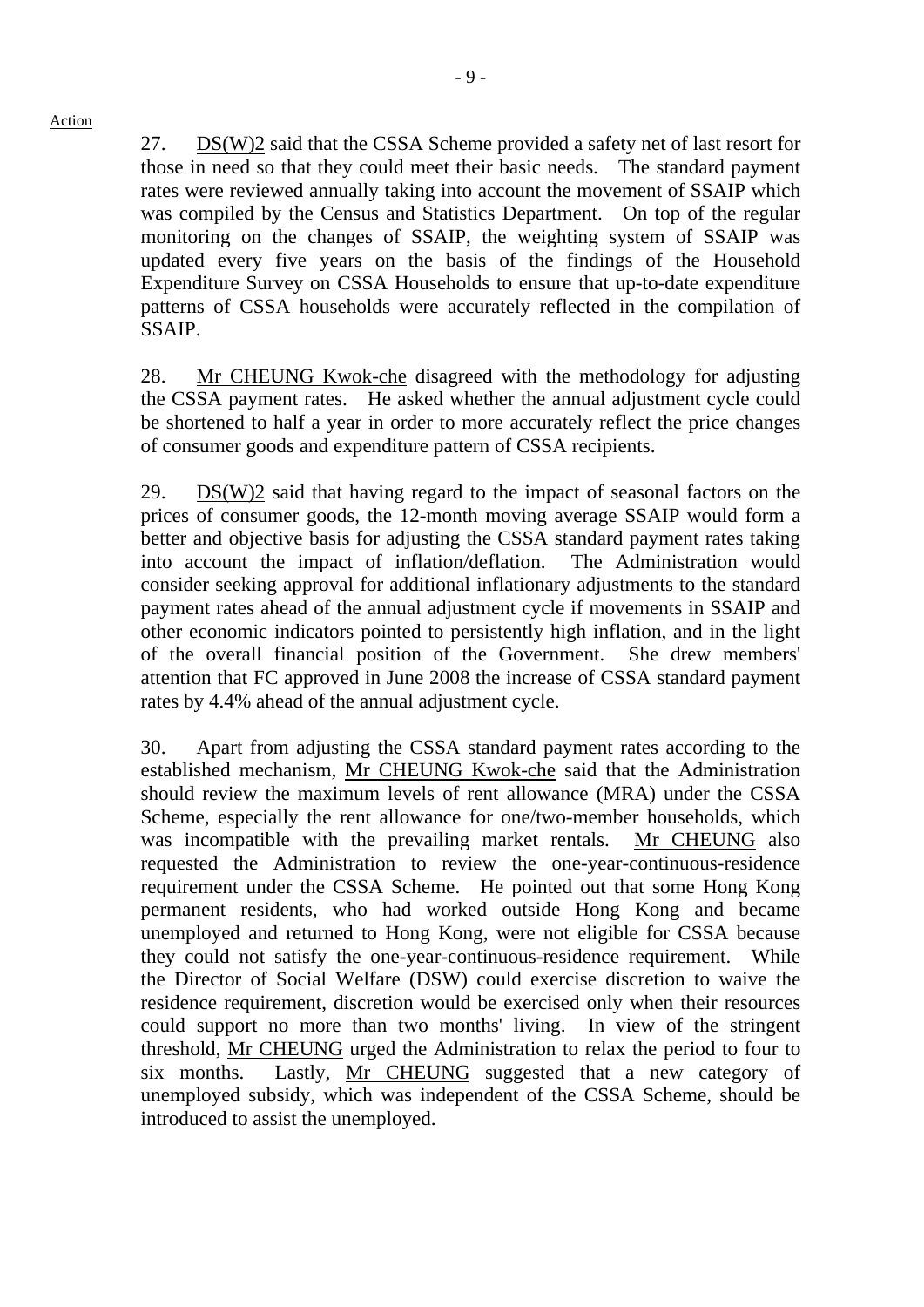Action

27. DS(W)2 said that the CSSA Scheme provided a safety net of last resort for those in need so that they could meet their basic needs. The standard payment rates were reviewed annually taking into account the movement of SSAIP which was compiled by the Census and Statistics Department. On top of the regular monitoring on the changes of SSAIP, the weighting system of SSAIP was updated every five years on the basis of the findings of the Household Expenditure Survey on CSSA Households to ensure that up-to-date expenditure patterns of CSSA households were accurately reflected in the compilation of SSAIP.

28. Mr CHEUNG Kwok-che disagreed with the methodology for adjusting the CSSA payment rates. He asked whether the annual adjustment cycle could be shortened to half a year in order to more accurately reflect the price changes of consumer goods and expenditure pattern of CSSA recipients.

29. DS(W)2 said that having regard to the impact of seasonal factors on the prices of consumer goods, the 12-month moving average SSAIP would form a better and objective basis for adjusting the CSSA standard payment rates taking into account the impact of inflation/deflation. The Administration would consider seeking approval for additional inflationary adjustments to the standard payment rates ahead of the annual adjustment cycle if movements in SSAIP and other economic indicators pointed to persistently high inflation, and in the light of the overall financial position of the Government. She drew members' attention that FC approved in June 2008 the increase of CSSA standard payment rates by 4.4% ahead of the annual adjustment cycle.

30. Apart from adjusting the CSSA standard payment rates according to the established mechanism, Mr CHEUNG Kwok-che said that the Administration should review the maximum levels of rent allowance (MRA) under the CSSA Scheme, especially the rent allowance for one/two-member households, which was incompatible with the prevailing market rentals. Mr CHEUNG also requested the Administration to review the one-year-continuous-residence requirement under the CSSA Scheme. He pointed out that some Hong Kong permanent residents, who had worked outside Hong Kong and became unemployed and returned to Hong Kong, were not eligible for CSSA because they could not satisfy the one-year-continuous-residence requirement. While the Director of Social Welfare (DSW) could exercise discretion to waive the residence requirement, discretion would be exercised only when their resources could support no more than two months' living. In view of the stringent threshold, Mr CHEUNG urged the Administration to relax the period to four to six months. Lastly, Mr CHEUNG suggested that a new category of unemployed subsidy, which was independent of the CSSA Scheme, should be introduced to assist the unemployed.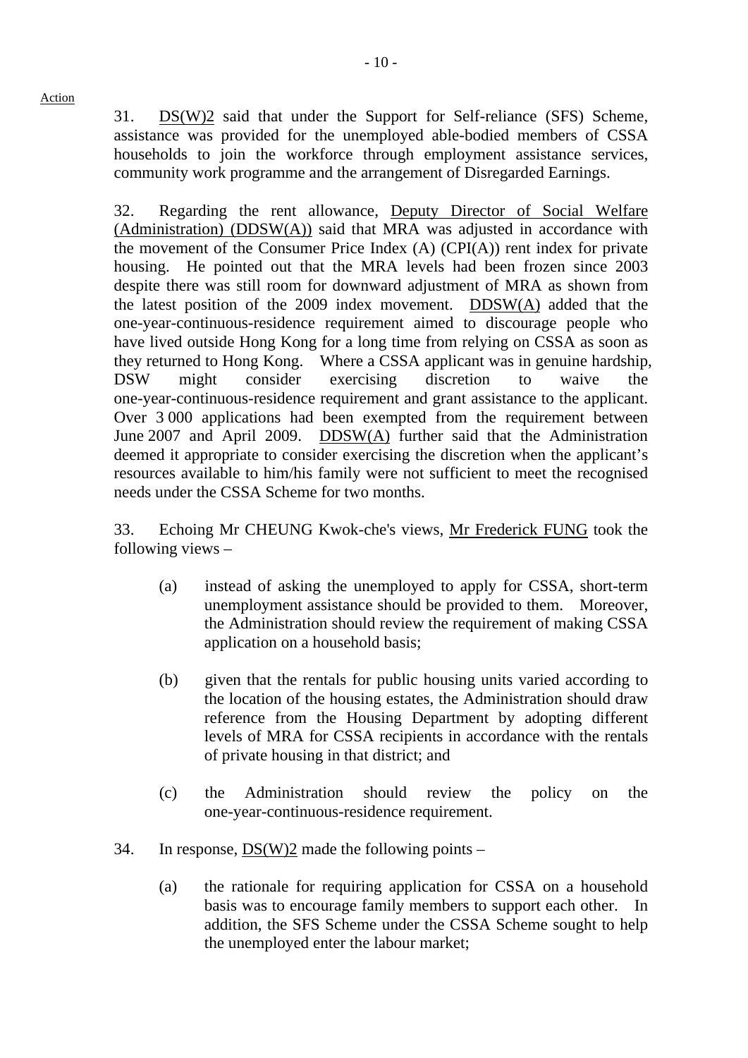Action

31. DS(W)2 said that under the Support for Self-reliance (SFS) Scheme, assistance was provided for the unemployed able-bodied members of CSSA households to join the workforce through employment assistance services, community work programme and the arrangement of Disregarded Earnings.

32. Regarding the rent allowance, Deputy Director of Social Welfare (Administration) (DDSW(A)) said that MRA was adjusted in accordance with the movement of the Consumer Price Index (A) (CPI(A)) rent index for private housing. He pointed out that the MRA levels had been frozen since 2003 despite there was still room for downward adjustment of MRA as shown from the latest position of the 2009 index movement. DDSW(A) added that the one-year-continuous-residence requirement aimed to discourage people who have lived outside Hong Kong for a long time from relying on CSSA as soon as they returned to Hong Kong. Where a CSSA applicant was in genuine hardship, DSW might consider exercising discretion to waive the one-year-continuous-residence requirement and grant assistance to the applicant. Over 3 000 applications had been exempted from the requirement between June 2007 and April 2009. DDSW(A) further said that the Administration deemed it appropriate to consider exercising the discretion when the applicant's resources available to him/his family were not sufficient to meet the recognised needs under the CSSA Scheme for two months.

33. Echoing Mr CHEUNG Kwok-che's views, Mr Frederick FUNG took the following views –

(a) instead of asking the unemployed to apply for CSSA, short-term unemployment assistance should be provided to them. Moreover, the Administration should review the requirement of making CSSA application on a household basis;

(b) given that the rentals for public housing units varied according to the location of the housing estates, the Administration should draw reference from the Housing Department by adopting different levels of MRA for CSSA recipients in accordance with the rentals of private housing in that district; and

(c) the Administration should review the policy on the one-year-continuous-residence requirement.

34. In response, DS(W)2 made the following points –

(a) the rationale for requiring application for CSSA on a household basis was to encourage family members to support each other. In addition, the SFS Scheme under the CSSA Scheme sought to help the unemployed enter the labour market;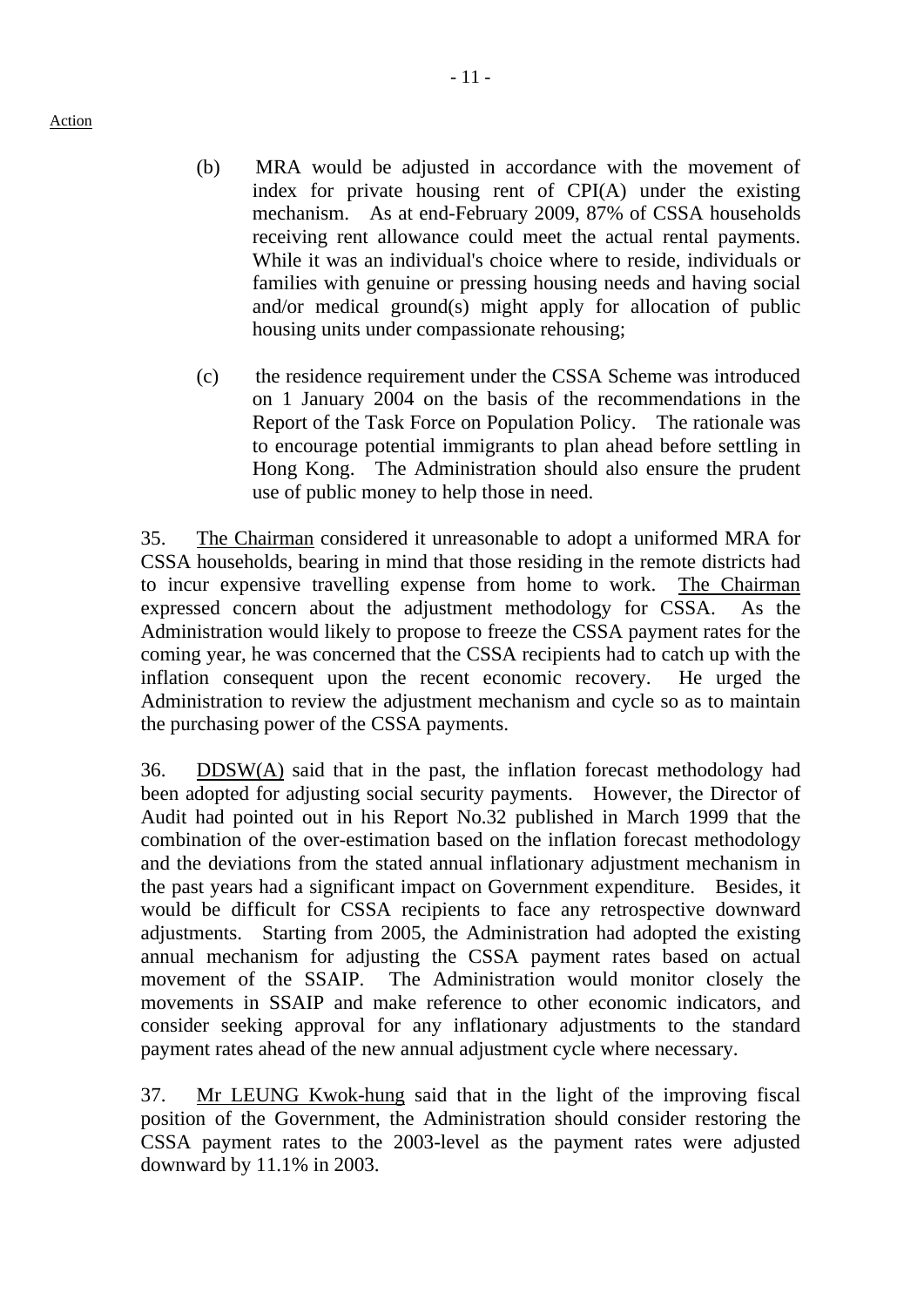Action

(b) MRA would be adjusted in accordance with the movement of index for private housing rent of CPI(A) under the existing mechanism. As at end-February 2009, 87% of CSSA households receiving rent allowance could meet the actual rental payments. While it was an individual's choice where to reside, individuals or families with genuine or pressing housing needs and having social and/or medical ground(s) might apply for allocation of public housing units under compassionate rehousing;

(c) the residence requirement under the CSSA Scheme was introduced on 1 January 2004 on the basis of the recommendations in the Report of the Task Force on Population Policy. The rationale was to encourage potential immigrants to plan ahead before settling in Hong Kong. The Administration should also ensure the prudent use of public money to help those in need.

35. The Chairman considered it unreasonable to adopt a uniformed MRA for CSSA households, bearing in mind that those residing in the remote districts had to incur expensive travelling expense from home to work. The Chairman expressed concern about the adjustment methodology for CSSA. As the Administration would likely to propose to freeze the CSSA payment rates for the coming year, he was concerned that the CSSA recipients had to catch up with the inflation consequent upon the recent economic recovery. He urged the Administration to review the adjustment mechanism and cycle so as to maintain the purchasing power of the CSSA payments.

36. DDSW(A) said that in the past, the inflation forecast methodology had been adopted for adjusting social security payments. However, the Director of Audit had pointed out in his Report No.32 published in March 1999 that the combination of the over-estimation based on the inflation forecast methodology and the deviations from the stated annual inflationary adjustment mechanism in the past years had a significant impact on Government expenditure. Besides, it would be difficult for CSSA recipients to face any retrospective downward adjustments. Starting from 2005, the Administration had adopted the existing annual mechanism for adjusting the CSSA payment rates based on actual movement of the SSAIP. The Administration would monitor closely the movements in SSAIP and make reference to other economic indicators, and consider seeking approval for any inflationary adjustments to the standard payment rates ahead of the new annual adjustment cycle where necessary.

37. Mr LEUNG Kwok-hung said that in the light of the improving fiscal position of the Government, the Administration should consider restoring the CSSA payment rates to the 2003-level as the payment rates were adjusted downward by 11.1% in 2003.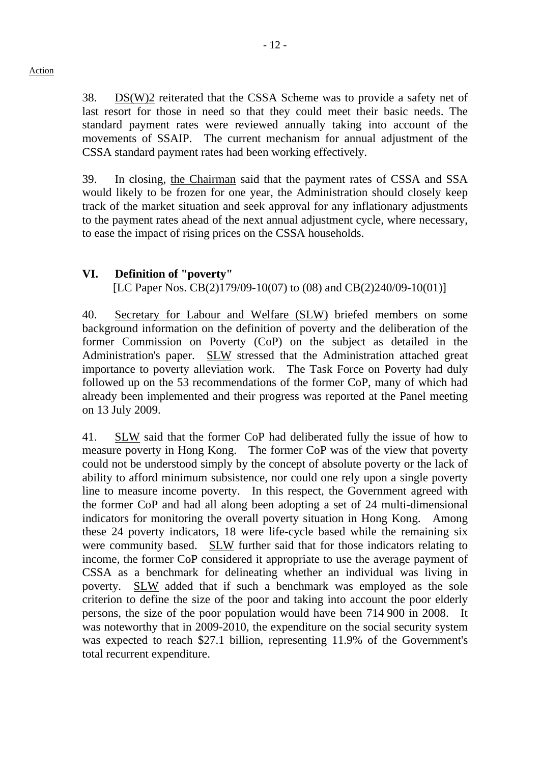Action

38. DS(W)2 reiterated that the CSSA Scheme was to provide a safety net of last resort for those in need so that they could meet their basic needs. The standard payment rates were reviewed annually taking into account of the movements of SSAIP. The current mechanism for annual adjustment of the CSSA standard payment rates had been working effectively.

39. In closing, the Chairman said that the payment rates of CSSA and SSA would likely to be frozen for one year, the Administration should closely keep track of the market situation and seek approval for any inflationary adjustments to the payment rates ahead of the next annual adjustment cycle, where necessary, to ease the impact of rising prices on the CSSA households.

## VI. Definition of "poverty"

[LC Paper Nos. CB(2)179/09-10(07) to (08) and CB(2)240/09-10(01)]

40. Secretary for Labour and Welfare (SLW) briefed members on some background information on the definition of poverty and the deliberation of the former Commission on Poverty (CoP) on the subject as detailed in the Administration's paper. SLW stressed that the Administration attached great importance to poverty alleviation work. The Task Force on Poverty had duly followed up on the 53 recommendations of the former CoP, many of which had already been implemented and their progress was reported at the Panel meeting on 13 July 2009.

41. SLW said that the former CoP had deliberated fully the issue of how to measure poverty in Hong Kong. The former CoP was of the view that poverty could not be understood simply by the concept of absolute poverty or the lack of ability to afford minimum subsistence, nor could one rely upon a single poverty line to measure income poverty. In this respect, the Government agreed with the former CoP and had all along been adopting a set of 24 multi-dimensional indicators for monitoring the overall poverty situation in Hong Kong. Among these 24 poverty indicators, 18 were life-cycle based while the remaining six were community based. SLW further said that for those indicators relating to income, the former CoP considered it appropriate to use the average payment of CSSA as a benchmark for delineating whether an individual was living in poverty. SLW added that if such a benchmark was employed as the sole criterion to define the size of the poor and taking into account the poor elderly persons, the size of the poor population would have been 714 900 in 2008. It was noteworthy that in 2009-2010, the expenditure on the social security system was expected to reach $27.1 billion, representing 11.9% of the Government's total recurrent expenditure.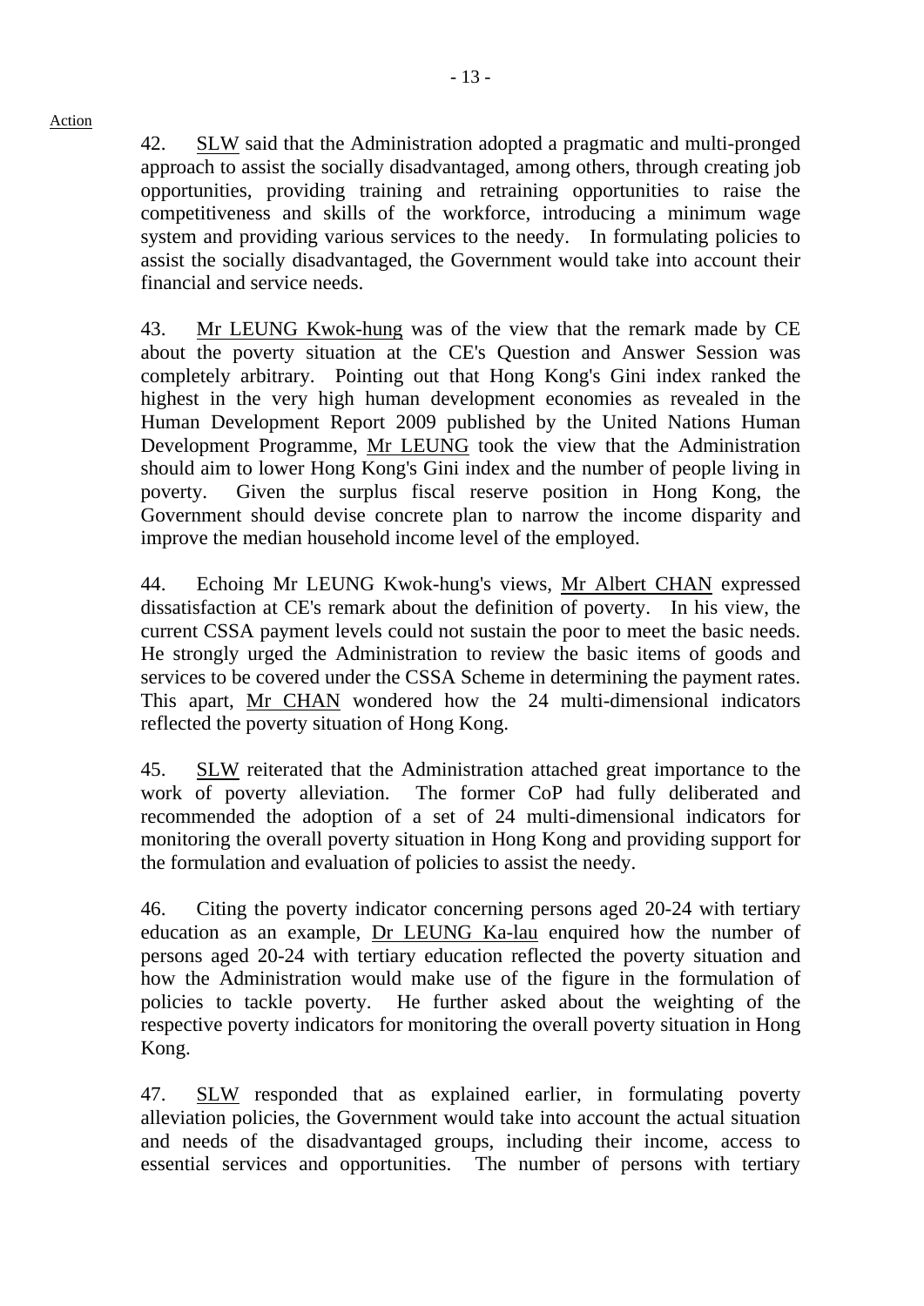Action

42. SLW said that the Administration adopted a pragmatic and multi-pronged approach to assist the socially disadvantaged, among others, through creating job opportunities, providing training and retraining opportunities to raise the competitiveness and skills of the workforce, introducing a minimum wage system and providing various services to the needy. In formulating policies to assist the socially disadvantaged, the Government would take into account their financial and service needs.

43. Mr LEUNG Kwok-hung was of the view that the remark made by CE about the poverty situation at the CE's Question and Answer Session was completely arbitrary. Pointing out that Hong Kong's Gini index ranked the highest in the very high human development economies as revealed in the Human Development Report 2009 published by the United Nations Human Development Programme, Mr LEUNG took the view that the Administration should aim to lower Hong Kong's Gini index and the number of people living in poverty. Given the surplus fiscal reserve position in Hong Kong, the Government should devise concrete plan to narrow the income disparity and improve the median household income level of the employed.

44. Echoing Mr LEUNG Kwok-hung's views, Mr Albert CHAN expressed dissatisfaction at CE's remark about the definition of poverty. In his view, the current CSSA payment levels could not sustain the poor to meet the basic needs. He strongly urged the Administration to review the basic items of goods and services to be covered under the CSSA Scheme in determining the payment rates. This apart, Mr CHAN wondered how the 24 multi-dimensional indicators reflected the poverty situation of Hong Kong.

45. SLW reiterated that the Administration attached great importance to the work of poverty alleviation. The former CoP had fully deliberated and recommended the adoption of a set of 24 multi-dimensional indicators for monitoring the overall poverty situation in Hong Kong and providing support for the formulation and evaluation of policies to assist the needy.

46. Citing the poverty indicator concerning persons aged 20-24 with tertiary education as an example, Dr LEUNG Ka-lau enquired how the number of persons aged 20-24 with tertiary education reflected the poverty situation and how the Administration would make use of the figure in the formulation of policies to tackle poverty. He further asked about the weighting of the respective poverty indicators for monitoring the overall poverty situation in Hong Kong.

47. SLW responded that as explained earlier, in formulating poverty alleviation policies, the Government would take into account the actual situation and needs of the disadvantaged groups, including their income, access to essential services and opportunities. The number of persons with tertiary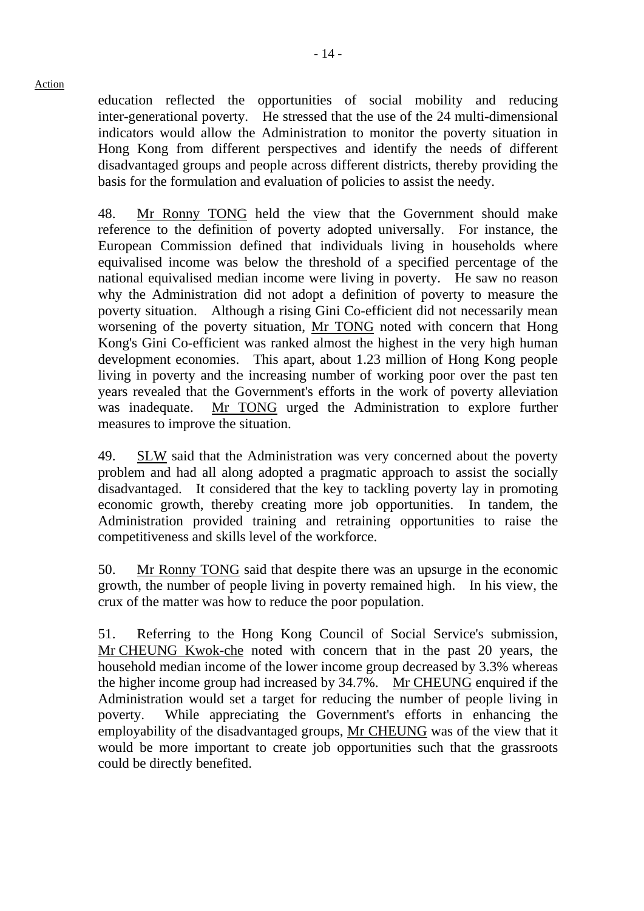Action

education reflected the opportunities of social mobility and reducing inter-generational poverty. He stressed that the use of the 24 multi-dimensional indicators would allow the Administration to monitor the poverty situation in Hong Kong from different perspectives and identify the needs of different disadvantaged groups and people across different districts, thereby providing the basis for the formulation and evaluation of policies to assist the needy.

48. Mr Ronny TONG held the view that the Government should make reference to the definition of poverty adopted universally. For instance, the European Commission defined that individuals living in households where equivalised income was below the threshold of a specified percentage of the national equivalised median income were living in poverty. He saw no reason why the Administration did not adopt a definition of poverty to measure the poverty situation. Although a rising Gini Co-efficient did not necessarily mean worsening of the poverty situation, Mr TONG noted with concern that Hong Kong's Gini Co-efficient was ranked almost the highest in the very high human development economies. This apart, about 1.23 million of Hong Kong people living in poverty and the increasing number of working poor over the past ten years revealed that the Government's efforts in the work of poverty alleviation was inadequate. Mr TONG urged the Administration to explore further measures to improve the situation.

49. SLW said that the Administration was very concerned about the poverty problem and had all along adopted a pragmatic approach to assist the socially disadvantaged. It considered that the key to tackling poverty lay in promoting economic growth, thereby creating more job opportunities. In tandem, the Administration provided training and retraining opportunities to raise the competitiveness and skills level of the workforce.

50. Mr Ronny TONG said that despite there was an upsurge in the economic growth, the number of people living in poverty remained high. In his view, the crux of the matter was how to reduce the poor population.

51. Referring to the Hong Kong Council of Social Service's submission, Mr CHEUNG Kwok-che noted with concern that in the past 20 years, the household median income of the lower income group decreased by 3.3% whereas the higher income group had increased by 34.7%. Mr CHEUNG enquired if the Administration would set a target for reducing the number of people living in poverty. While appreciating the Government's efforts in enhancing the employability of the disadvantaged groups, Mr CHEUNG was of the view that it would be more important to create job opportunities such that the grassroots could be directly benefited.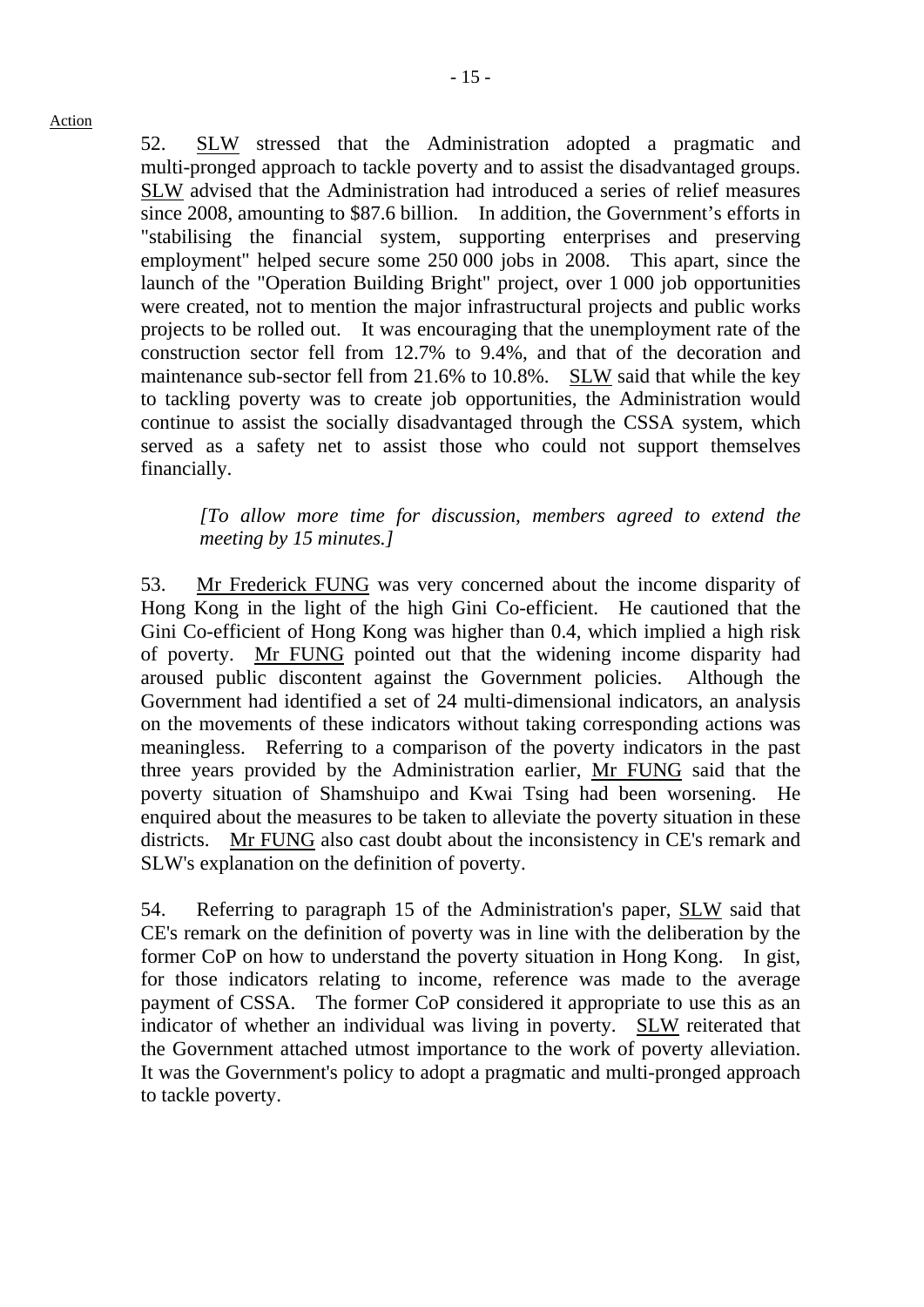Action

52. SLW stressed that the Administration adopted a pragmatic and multi-pronged approach to tackle poverty and to assist the disadvantaged groups. SLW advised that the Administration had introduced a series of relief measures since 2008, amounting to $87.6 billion. In addition, the Government's efforts in "stabilising the financial system, supporting enterprises and preserving employment" helped secure some 250 000 jobs in 2008. This apart, since the launch of the "Operation Building Bright" project, over 1 000 job opportunities were created, not to mention the major infrastructural projects and public works projects to be rolled out. It was encouraging that the unemployment rate of the construction sector fell from 12.7% to 9.4%, and that of the decoration and maintenance sub-sector fell from 21.6% to 10.8%. SLW said that while the key to tackling poverty was to create job opportunities, the Administration would continue to assist the socially disadvantaged through the CSSA system, which served as a safety net to assist those who could not support themselves financially.

*[To allow more time for discussion, members agreed to extend the meeting by 15 minutes.]*

53. Mr Frederick FUNG was very concerned about the income disparity of Hong Kong in the light of the high Gini Co-efficient. He cautioned that the Gini Co-efficient of Hong Kong was higher than 0.4, which implied a high risk of poverty. Mr FUNG pointed out that the widening income disparity had aroused public discontent against the Government policies. Although the Government had identified a set of 24 multi-dimensional indicators, an analysis on the movements of these indicators without taking corresponding actions was meaningless. Referring to a comparison of the poverty indicators in the past three years provided by the Administration earlier, Mr FUNG said that the poverty situation of Shamshuipo and Kwai Tsing had been worsening. He enquired about the measures to be taken to alleviate the poverty situation in these districts. Mr FUNG also cast doubt about the inconsistency in CE's remark and SLW's explanation on the definition of poverty.

54. Referring to paragraph 15 of the Administration's paper, SLW said that CE's remark on the definition of poverty was in line with the deliberation by the former CoP on how to understand the poverty situation in Hong Kong. In gist, for those indicators relating to income, reference was made to the average payment of CSSA. The former CoP considered it appropriate to use this as an indicator of whether an individual was living in poverty. SLW reiterated that the Government attached utmost importance to the work of poverty alleviation. It was the Government's policy to adopt a pragmatic and multi-pronged approach to tackle poverty.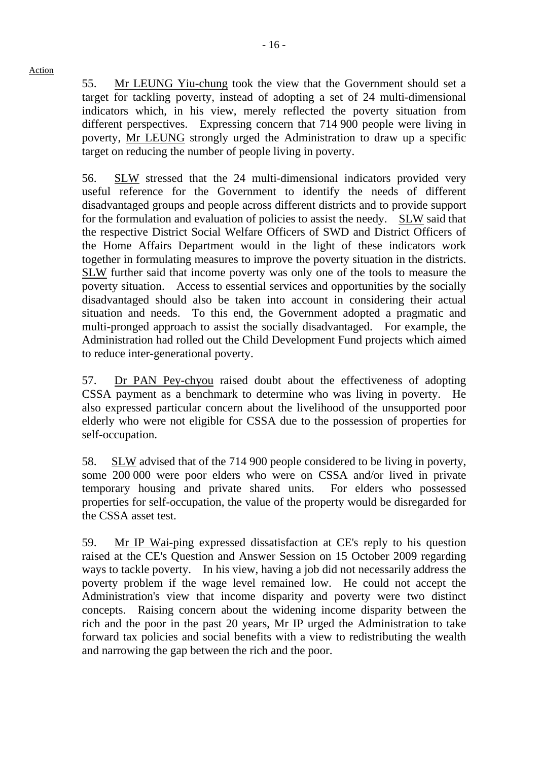Action

55. Mr LEUNG Yiu-chung took the view that the Government should set a target for tackling poverty, instead of adopting a set of 24 multi-dimensional indicators which, in his view, merely reflected the poverty situation from different perspectives. Expressing concern that 714 900 people were living in poverty, Mr LEUNG strongly urged the Administration to draw up a specific target on reducing the number of people living in poverty.

56. SLW stressed that the 24 multi-dimensional indicators provided very useful reference for the Government to identify the needs of different disadvantaged groups and people across different districts and to provide support for the formulation and evaluation of policies to assist the needy. SLW said that the respective District Social Welfare Officers of SWD and District Officers of the Home Affairs Department would in the light of these indicators work together in formulating measures to improve the poverty situation in the districts. SLW further said that income poverty was only one of the tools to measure the poverty situation. Access to essential services and opportunities by the socially disadvantaged should also be taken into account in considering their actual situation and needs. To this end, the Government adopted a pragmatic and multi-pronged approach to assist the socially disadvantaged. For example, the Administration had rolled out the Child Development Fund projects which aimed to reduce inter-generational poverty.

57. Dr PAN Pey-chyou raised doubt about the effectiveness of adopting CSSA payment as a benchmark to determine who was living in poverty. He also expressed particular concern about the livelihood of the unsupported poor elderly who were not eligible for CSSA due to the possession of properties for self-occupation.

58. SLW advised that of the 714 900 people considered to be living in poverty, some 200 000 were poor elders who were on CSSA and/or lived in private temporary housing and private shared units. For elders who possessed properties for self-occupation, the value of the property would be disregarded for the CSSA asset test.

59. Mr IP Wai-ping expressed dissatisfaction at CE's reply to his question raised at the CE's Question and Answer Session on 15 October 2009 regarding ways to tackle poverty. In his view, having a job did not necessarily address the poverty problem if the wage level remained low. He could not accept the Administration's view that income disparity and poverty were two distinct concepts. Raising concern about the widening income disparity between the rich and the poor in the past 20 years, Mr IP urged the Administration to take forward tax policies and social benefits with a view to redistributing the wealth and narrowing the gap between the rich and the poor.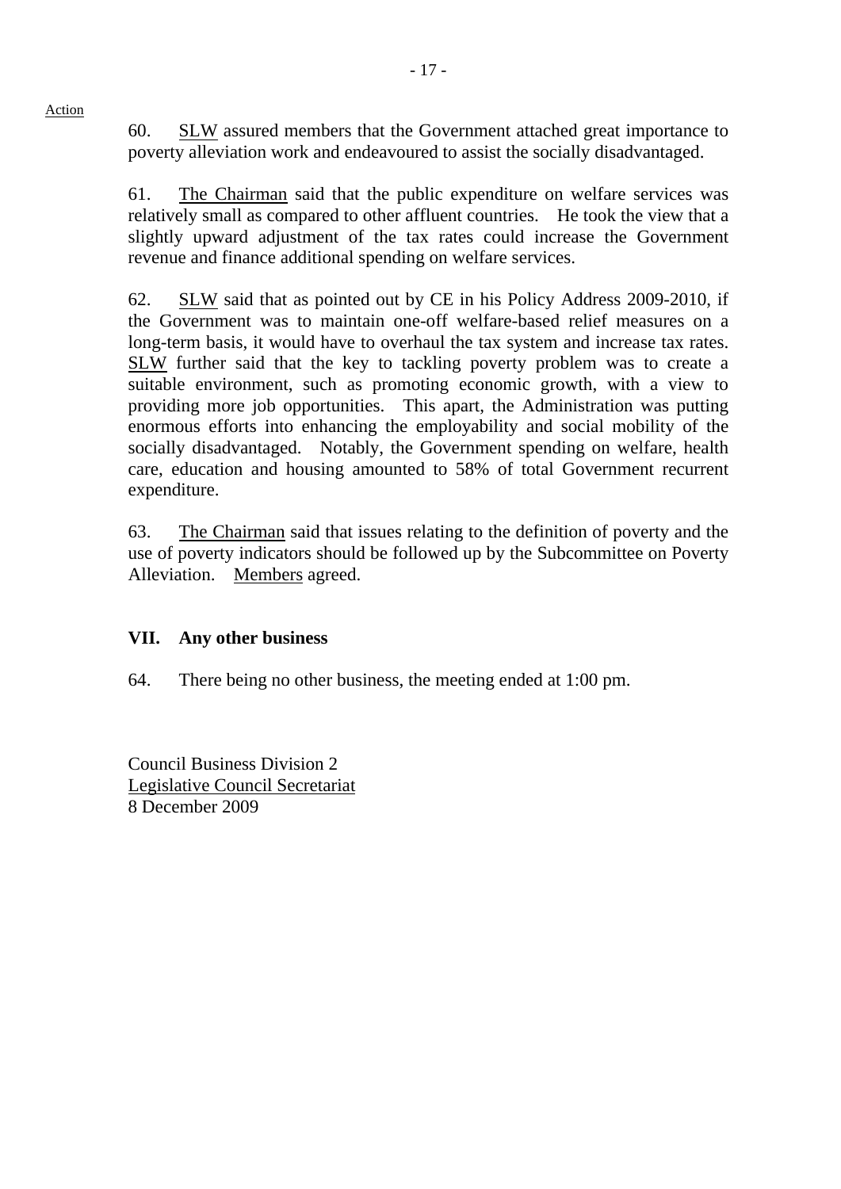Action

60. SLW assured members that the Government attached great importance to poverty alleviation work and endeavoured to assist the socially disadvantaged.

61. The Chairman said that the public expenditure on welfare services was relatively small as compared to other affluent countries. He took the view that a slightly upward adjustment of the tax rates could increase the Government revenue and finance additional spending on welfare services.

62. SLW said that as pointed out by CE in his Policy Address 2009-2010, if the Government was to maintain one-off welfare-based relief measures on a long-term basis, it would have to overhaul the tax system and increase tax rates. SLW further said that the key to tackling poverty problem was to create a suitable environment, such as promoting economic growth, with a view to providing more job opportunities. This apart, the Administration was putting enormous efforts into enhancing the employability and social mobility of the socially disadvantaged. Notably, the Government spending on welfare, health care, education and housing amounted to 58% of total Government recurrent expenditure.

63. The Chairman said that issues relating to the definition of poverty and the use of poverty indicators should be followed up by the Subcommittee on Poverty Alleviation. Members agreed.

## VII. Any other business

64. There being no other business, the meeting ended at 1:00 pm.

Council Business Division 2
Legislative Council Secretariat
8 December 2009